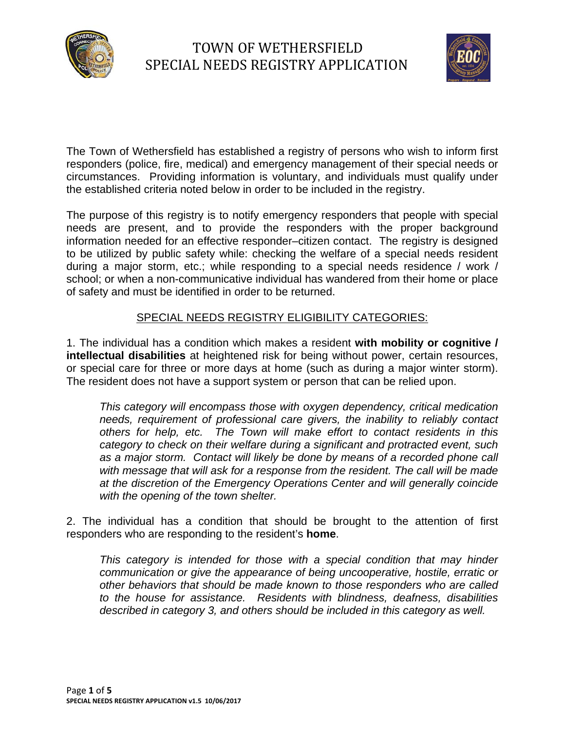# TOWN OF WETHERSFIELD
# SPECIAL NEEDS REGISTRY APPLICATION

The Town of Wethersfield has established a registry of persons who wish to inform first responders (police, fire, medical) and emergency management of their special needs or circumstances. Providing information is voluntary, and individuals must qualify under the established criteria noted below in order to be included in the registry.

The purpose of this registry is to notify emergency responders that people with special needs are present, and to provide the responders with the proper background information needed for an effective responder–citizen contact. The registry is designed to be utilized by public safety while: checking the welfare of a special needs resident during a major storm, etc.; while responding to a special needs residence / work / school; or when a non-communicative individual has wandered from their home or place of safety and must be identified in order to be returned.

## SPECIAL NEEDS REGISTRY ELIGIBILITY CATEGORIES:

1. The individual has a condition which makes a resident **with mobility or cognitive / intellectual disabilities** at heightened risk for being without power, certain resources, or special care for three or more days at home (such as during a major winter storm). The resident does not have a support system or person that can be relied upon.

   *This category will encompass those with oxygen dependency, critical medication needs, requirement of professional care givers, the inability to reliably contact others for help, etc. The Town will make effort to contact residents in this category to check on their welfare during a significant and protracted event, such as a major storm. Contact will likely be done by means of a recorded phone call with message that will ask for a response from the resident. The call will be made at the discretion of the Emergency Operations Center and will generally coincide with the opening of the town shelter.*

2. The individual has a condition that should be brought to the attention of first responders who are responding to the resident's **home**.

   *This category is intended for those with a special condition that may hinder communication or give the appearance of being uncooperative, hostile, erratic or other behaviors that should be made known to those responders who are called to the house for assistance. Residents with blindness, deafness, disabilities described in category 3, and others should be included in this category as well.*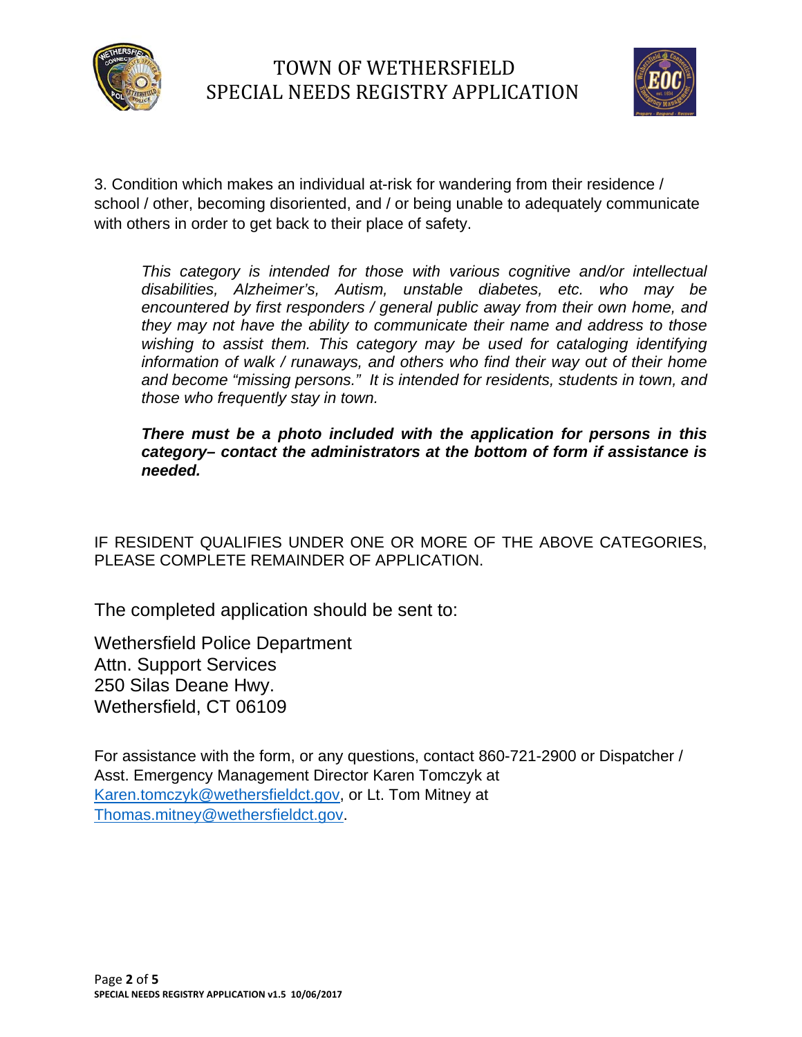# TOWN OF WETHERSFIELD SPECIAL NEEDS REGISTRY APPLICATION

3. Condition which makes an individual at-risk for wandering from their residence / school / other, becoming disoriented, and / or being unable to adequately communicate with others in order to get back to their place of safety.

> *This category is intended for those with various cognitive and/or intellectual disabilities, Alzheimer's, Autism, unstable diabetes, etc. who may be encountered by first responders / general public away from their own home, and they may not have the ability to communicate their name and address to those wishing to assist them. This category may be used for cataloging identifying information of walk / runaways, and others who find their way out of their home and become "missing persons." It is intended for residents, students in town, and those who frequently stay in town.*
>
> ***There must be a photo included with the application for persons in this category– contact the administrators at the bottom of form if assistance is needed.***

IF RESIDENT QUALIFIES UNDER ONE OR MORE OF THE ABOVE CATEGORIES, PLEASE COMPLETE REMAINDER OF APPLICATION.

The completed application should be sent to:

Wethersfield Police Department
Attn. Support Services
250 Silas Deane Hwy.
Wethersfield, CT 06109

For assistance with the form, or any questions, contact 860-721-2900 or Dispatcher / Asst. Emergency Management Director Karen Tomczyk at Karen.tomczyk@wethersfieldct.gov, or Lt. Tom Mitney at Thomas.mitney@wethersfieldct.gov.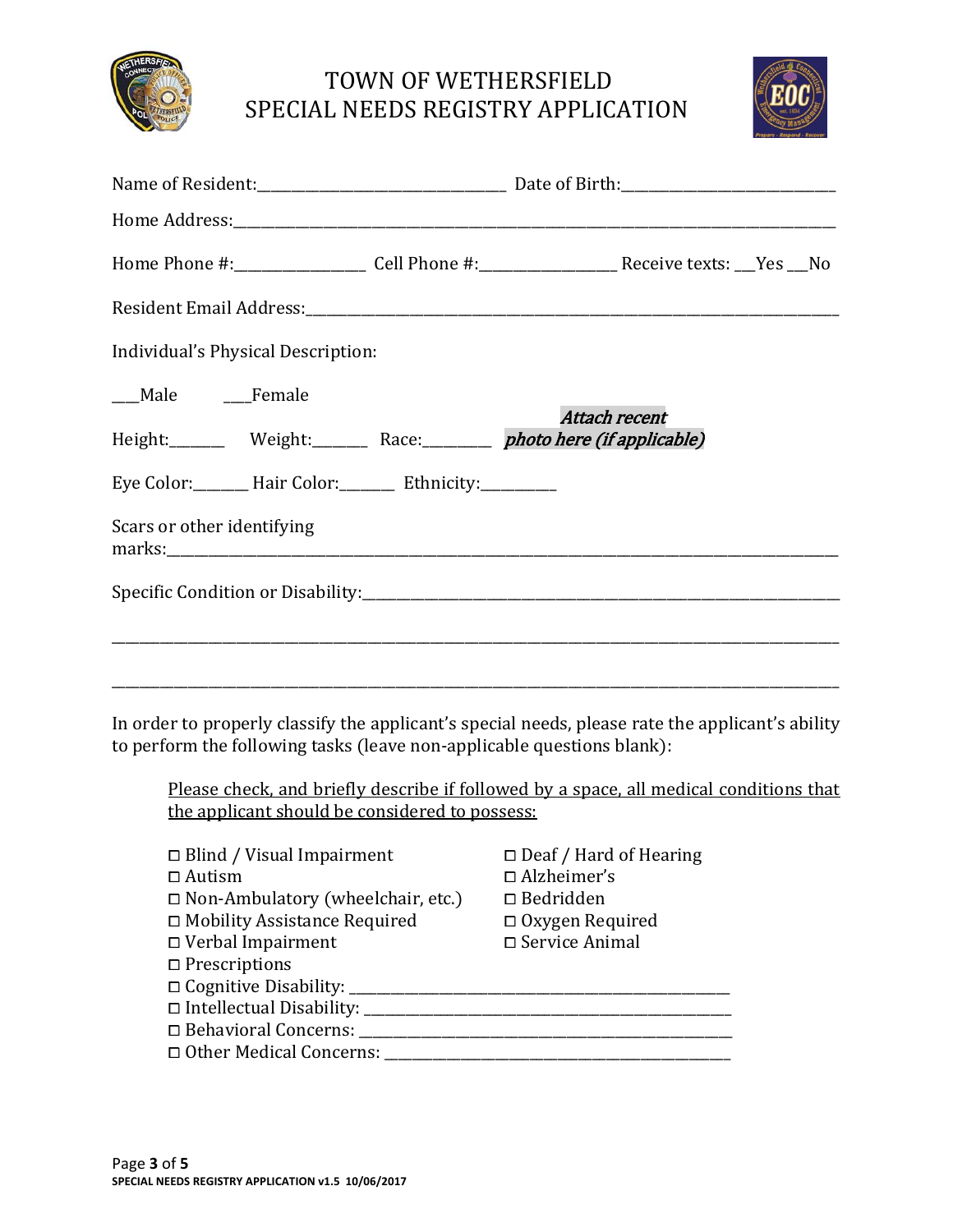# TOWN OF WETHERSFIELD
# SPECIAL NEEDS REGISTRY APPLICATION

Name of Resident:_______________________________ Date of Birth:____________________________

Home Address:_____________________________________________________________________________________

Home Phone #:_________________ Cell Phone #:__________________ Receive texts: ___Yes ___No

Resident Email Address:_____________________________________________________________________________

Individual's Physical Description:

___Male ___Female

Height:_______ Weight:_______ Race:________ ***Attach recent photo here (if applicable)***

Eye Color:_______ Hair Color:_______ Ethnicity:__________

Scars or other identifying marks:____________________________________________________________________________

Specific Condition or Disability:____________________________________________________________________

_____________________________________________________________________________________________

_____________________________________________________________________________________________

In order to properly classify the applicant's special needs, please rate the applicant's ability to perform the following tasks (leave non-applicable questions blank):

<u>Please check, and briefly describe if followed by a space, all medical conditions that the applicant should be considered to possess:</u>

- ☐ Blind / Visual Impairment
- ☐ Deaf / Hard of Hearing
- ☐ Autism
- ☐ Alzheimer's
- ☐ Non-Ambulatory (wheelchair, etc.)
- ☐ Bedridden
- ☐ Mobility Assistance Required
- ☐ Oxygen Required
- ☐ Verbal Impairment
- ☐ Service Animal
- ☐ Prescriptions
- ☐ Cognitive Disability: ______________________________________________________
- ☐ Intellectual Disability: ____________________________________________________
- ☐ Behavioral Concerns: _____________________________________________________
- ☐ Other Medical Concerns: __________________________________________________

SPECIAL NEEDS REGISTRY APPLICATION v1.5 10/06/2017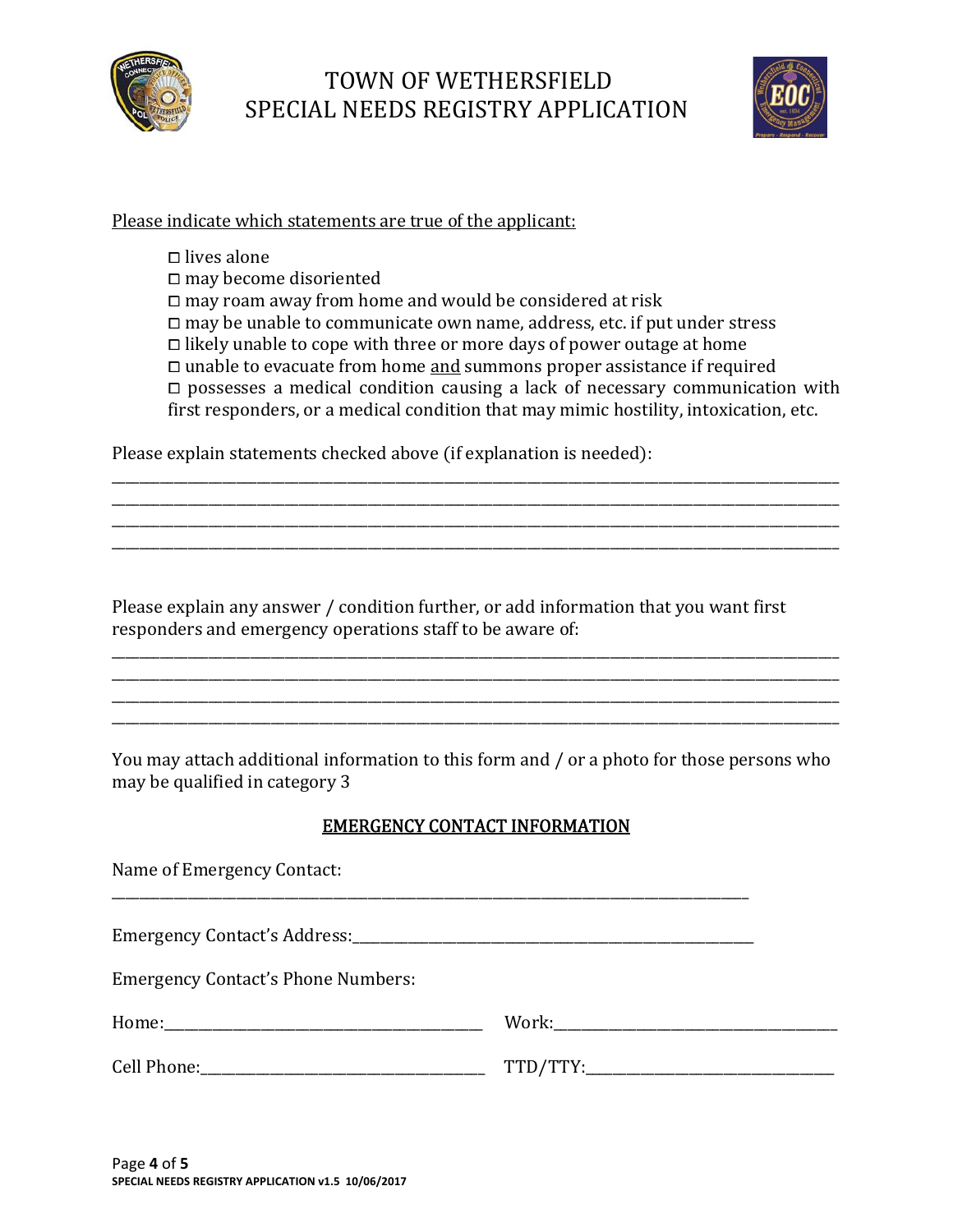# TOWN OF WETHERSFIELD
# SPECIAL NEEDS REGISTRY APPLICATION

Please indicate which statements are true of the applicant:

- ☐ lives alone
- ☐ may become disoriented
- ☐ may roam away from home and would be considered at risk
- ☐ may be unable to communicate own name, address, etc. if put under stress
- ☐ likely unable to cope with three or more days of power outage at home
- ☐ unable to evacuate from home and summons proper assistance if required
- ☐ possesses a medical condition causing a lack of necessary communication with first responders, or a medical condition that may mimic hostility, intoxication, etc.

Please explain statements checked above (if explanation is needed):

\_\_\_\_\_\_\_\_\_\_\_\_\_\_\_\_\_\_\_\_\_\_\_\_\_\_\_\_\_\_\_\_\_\_\_\_\_\_\_\_\_\_\_\_\_\_\_\_\_\_\_\_\_\_\_\_\_\_\_\_\_\_\_\_\_\_\_\_\_\_\_\_\_\_\_\_
\_\_\_\_\_\_\_\_\_\_\_\_\_\_\_\_\_\_\_\_\_\_\_\_\_\_\_\_\_\_\_\_\_\_\_\_\_\_\_\_\_\_\_\_\_\_\_\_\_\_\_\_\_\_\_\_\_\_\_\_\_\_\_\_\_\_\_\_\_\_\_\_\_\_\_\_
\_\_\_\_\_\_\_\_\_\_\_\_\_\_\_\_\_\_\_\_\_\_\_\_\_\_\_\_\_\_\_\_\_\_\_\_\_\_\_\_\_\_\_\_\_\_\_\_\_\_\_\_\_\_\_\_\_\_\_\_\_\_\_\_\_\_\_\_\_\_\_\_\_\_\_\_
\_\_\_\_\_\_\_\_\_\_\_\_\_\_\_\_\_\_\_\_\_\_\_\_\_\_\_\_\_\_\_\_\_\_\_\_\_\_\_\_\_\_\_\_\_\_\_\_\_\_\_\_\_\_\_\_\_\_\_\_\_\_\_\_\_\_\_\_\_\_\_\_\_\_\_\_

Please explain any answer / condition further, or add information that you want first responders and emergency operations staff to be aware of:

\_\_\_\_\_\_\_\_\_\_\_\_\_\_\_\_\_\_\_\_\_\_\_\_\_\_\_\_\_\_\_\_\_\_\_\_\_\_\_\_\_\_\_\_\_\_\_\_\_\_\_\_\_\_\_\_\_\_\_\_\_\_\_\_\_\_\_\_\_\_\_\_\_\_\_\_
\_\_\_\_\_\_\_\_\_\_\_\_\_\_\_\_\_\_\_\_\_\_\_\_\_\_\_\_\_\_\_\_\_\_\_\_\_\_\_\_\_\_\_\_\_\_\_\_\_\_\_\_\_\_\_\_\_\_\_\_\_\_\_\_\_\_\_\_\_\_\_\_\_\_\_\_
\_\_\_\_\_\_\_\_\_\_\_\_\_\_\_\_\_\_\_\_\_\_\_\_\_\_\_\_\_\_\_\_\_\_\_\_\_\_\_\_\_\_\_\_\_\_\_\_\_\_\_\_\_\_\_\_\_\_\_\_\_\_\_\_\_\_\_\_\_\_\_\_\_\_\_\_
\_\_\_\_\_\_\_\_\_\_\_\_\_\_\_\_\_\_\_\_\_\_\_\_\_\_\_\_\_\_\_\_\_\_\_\_\_\_\_\_\_\_\_\_\_\_\_\_\_\_\_\_\_\_\_\_\_\_\_\_\_\_\_\_\_\_\_\_\_\_\_\_\_\_\_\_

You may attach additional information to this form and / or a photo for those persons who may be qualified in category 3

## EMERGENCY CONTACT INFORMATION

Name of Emergency Contact:

\_\_\_\_\_\_\_\_\_\_\_\_\_\_\_\_\_\_\_\_\_\_\_\_\_\_\_\_\_\_\_\_\_\_\_\_\_\_\_\_\_\_\_\_\_\_\_\_\_\_\_\_\_\_\_\_\_\_\_\_\_\_\_\_\_\_\_\_

Emergency Contact's Address:\_\_\_\_\_\_\_\_\_\_\_\_\_\_\_\_\_\_\_\_\_\_\_\_\_\_\_\_\_\_\_\_\_\_\_\_\_\_\_\_\_\_\_\_\_

Emergency Contact's Phone Numbers:

Home:\_\_\_\_\_\_\_\_\_\_\_\_\_\_\_\_\_\_\_\_\_\_\_\_\_\_\_\_\_\_\_\_\_\_\_ Work:\_\_\_\_\_\_\_\_\_\_\_\_\_\_\_\_\_\_\_\_\_\_\_\_\_\_\_\_\_\_\_

Cell Phone:\_\_\_\_\_\_\_\_\_\_\_\_\_\_\_\_\_\_\_\_\_\_\_\_\_\_\_\_\_\_\_ TTD/TTY:\_\_\_\_\_\_\_\_\_\_\_\_\_\_\_\_\_\_\_\_\_\_\_\_\_\_\_

SPECIAL NEEDS REGISTRY APPLICATION v1.5 10/06/2017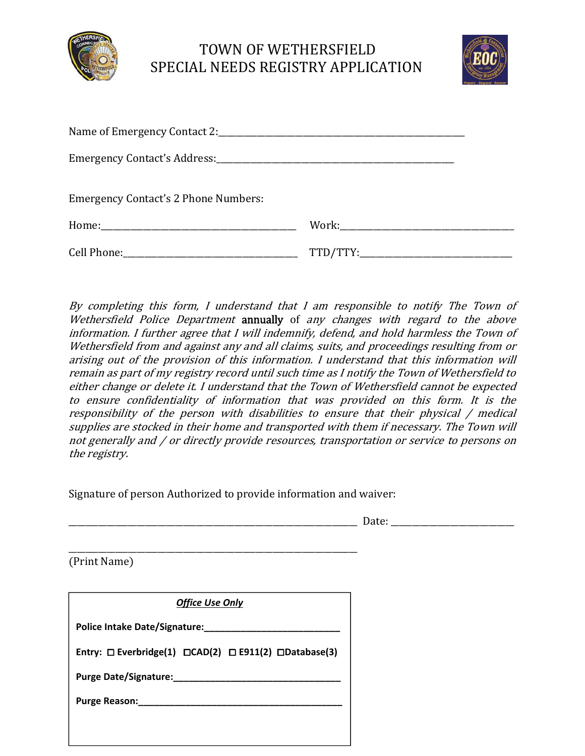# TOWN OF WETHERSFIELD
# SPECIAL NEEDS REGISTRY APPLICATION

Name of Emergency Contact 2:_______________________________________________

Emergency Contact's Address:_______________________________________________

Emergency Contact's 2 Phone Numbers:

Home:_______________________________ Work:_______________________________

Cell Phone:___________________________ TTD/TTY:___________________________

*By completing this form, I understand that I am responsible to notify The Town of Wethersfield Police Department* **annually** *of any changes with regard to the above information. I further agree that I will indemnify, defend, and hold harmless the Town of Wethersfield from and against any and all claims, suits, and proceedings resulting from or arising out of the provision of this information. I understand that this information will remain as part of my registry record until such time as I notify the Town of Wethersfield to either change or delete it. I understand that the Town of Wethersfield cannot be expected to ensure confidentiality of information that was provided on this form. It is the responsibility of the person with disabilities to ensure that their physical / medical supplies are stocked in their home and transported with them if necessary. The Town will not generally and / or directly provide resources, transportation or service to persons on the registry.*

Signature of person Authorized to provide information and waiver:

_______________________________________________ Date: ____________________

_______________________________________________
(Print Name)

***Office Use Only***

**Police Intake Date/Signature:**_______________________

**Entry:** ☐ **Everbridge(1)** ☐**CAD(2)** ☐ **E911(2)** ☐**Database(3)**

**Purge Date/Signature:**___________________________

**Purge Reason:**________________________________